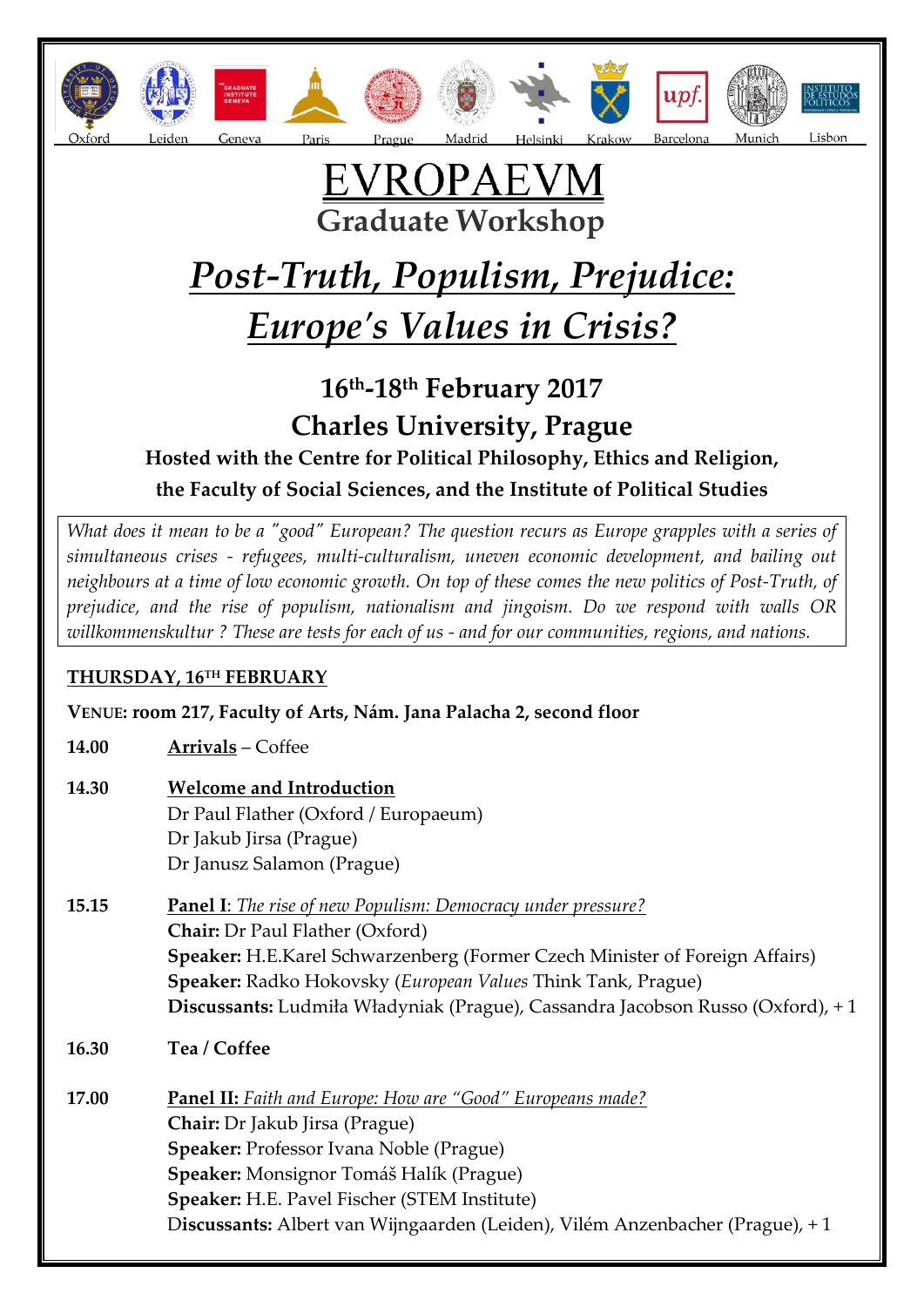Oxford Leiden Geneva Paris Prague Madrid Helsinki Krakow Barcelona Munich Lisbon

# EVROPAEVM

## Graduate Workshop

# *Post-Truth, Populism, Prejudice: Europe's Values in Crisis?*

### 16th-18th February 2017

### Charles University, Prague

**Hosted with the Centre for Political Philosophy, Ethics and Religion, the Faculty of Social Sciences, and the Institute of Political Studies**

*What does it mean to be a "good" European? The question recurs as Europe grapples with a series of simultaneous crises - refugees, multi-culturalism, uneven economic development, and bailing out neighbours at a time of low economic growth. On top of these comes the new politics of Post-Truth, of prejudice, and the rise of populism, nationalism and jingoism. Do we respond with walls OR willkommenskultur ? These are tests for each of us - and for our communities, regions, and nations.*

**THURSDAY, 16TH FEBRUARY**

**VENUE: room 217, Faculty of Arts, Nám. Jana Palacha 2, second floor**

**14.00** **Arrivals** – Coffee

**14.30** **Welcome and Introduction**
Dr Paul Flather (Oxford / Europaeum)
Dr Jakub Jirsa (Prague)
Dr Janusz Salamon (Prague)

**15.15** **Panel I**: *The rise of new Populism: Democracy under pressure?*
**Chair:** Dr Paul Flather (Oxford)
**Speaker:** H.E.Karel Schwarzenberg (Former Czech Minister of Foreign Affairs)
**Speaker:** Radko Hokovsky (*European Values* Think Tank, Prague)
**Discussants:** Ludmiła Władyniak (Prague), Cassandra Jacobson Russo (Oxford), + 1

**16.30** **Tea / Coffee**

**17.00** **Panel II:** *Faith and Europe: How are "Good" Europeans made?*
**Chair:** Dr Jakub Jirsa (Prague)
**Speaker:** Professor Ivana Noble (Prague)
**Speaker:** Monsignor Tomáš Halík (Prague)
**Speaker:** H.E. Pavel Fischer (STEM Institute)
**Discussants:** Albert van Wijngaarden (Leiden), Vilém Anzenbacher (Prague), + 1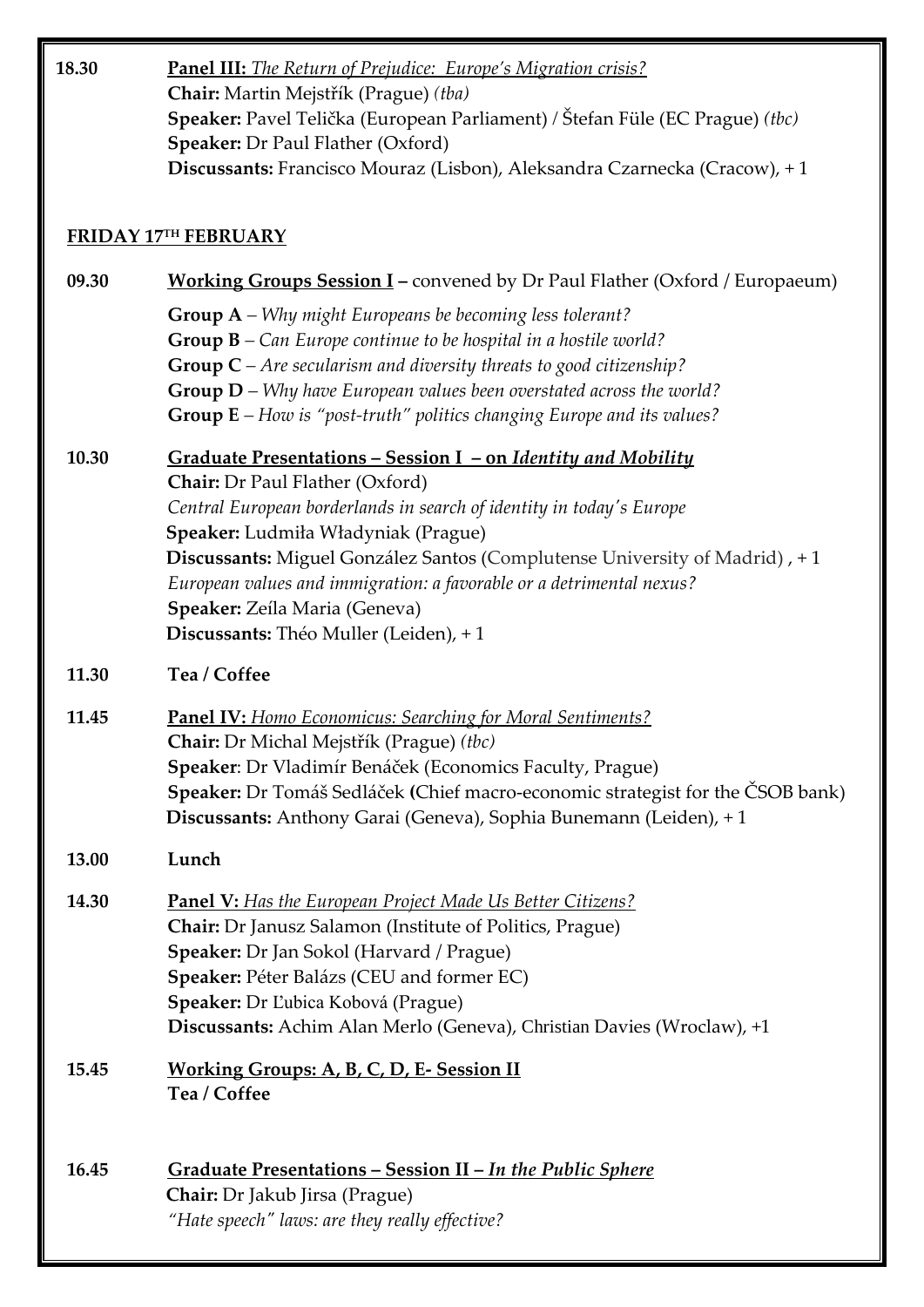**18.30** **Panel III:** *The Return of Prejudice: Europe's Migration crisis?*
**Chair:** Martin Mejstřík (Prague) *(tba)*
**Speaker:** Pavel Telička (European Parliament) / Štefan Füle (EC Prague) *(tbc)*
**Speaker:** Dr Paul Flather (Oxford)
**Discussants:** Francisco Mouraz (Lisbon), Aleksandra Czarnecka (Cracow), + 1

## FRIDAY 17TH FEBRUARY

**09.30** **Working Groups Session I –** convened by Dr Paul Flather (Oxford / Europaeum)

**Group A** – *Why might Europeans be becoming less tolerant?*
**Group B** – *Can Europe continue to be hospital in a hostile world?*
**Group C** – *Are secularism and diversity threats to good citizenship?*
**Group D** – *Why have European values been overstated across the world?*
**Group E** – *How is "post-truth" politics changing Europe and its values?*

**10.30** **Graduate Presentations – Session I – on *Identity and Mobility***
**Chair:** Dr Paul Flather (Oxford)
*Central European borderlands in search of identity in today's Europe*
**Speaker:** Ludmiła Władyniak (Prague)
**Discussants:** Miguel González Santos (Complutense University of Madrid) , + 1
*European values and immigration: a favorable or a detrimental nexus?*
**Speaker:** Zeíla Maria (Geneva)
**Discussants:** Théo Muller (Leiden), + 1

**11.30** **Tea / Coffee**

**11.45** **Panel IV:** *Homo Economicus: Searching for Moral Sentiments?*
**Chair:** Dr Michal Mejstřík (Prague) *(tbc)*
**Speaker**: Dr Vladimír Benáček (Economics Faculty, Prague)
**Speaker:** Dr Tomáš Sedláček **(**Chief macro-economic strategist for the ČSOB bank)
**Discussants:** Anthony Garai (Geneva), Sophia Bunemann (Leiden), + 1

**13.00** **Lunch**

**14.30** **Panel V:** *Has the European Project Made Us Better Citizens?*
**Chair:** Dr Janusz Salamon (Institute of Politics, Prague)
**Speaker:** Dr Jan Sokol (Harvard / Prague)
**Speaker:** Péter Balázs (CEU and former EC)
**Speaker:** Dr Ľubica Kobová (Prague)
**Discussants:** Achim Alan Merlo (Geneva), Christian Davies (Wroclaw), +1

**15.45** **Working Groups: A, B, C, D, E- Session II**
**Tea / Coffee**

**16.45** **Graduate Presentations – Session II – *In the Public Sphere***
**Chair:** Dr Jakub Jirsa (Prague)
*"Hate speech" laws: are they really effective?*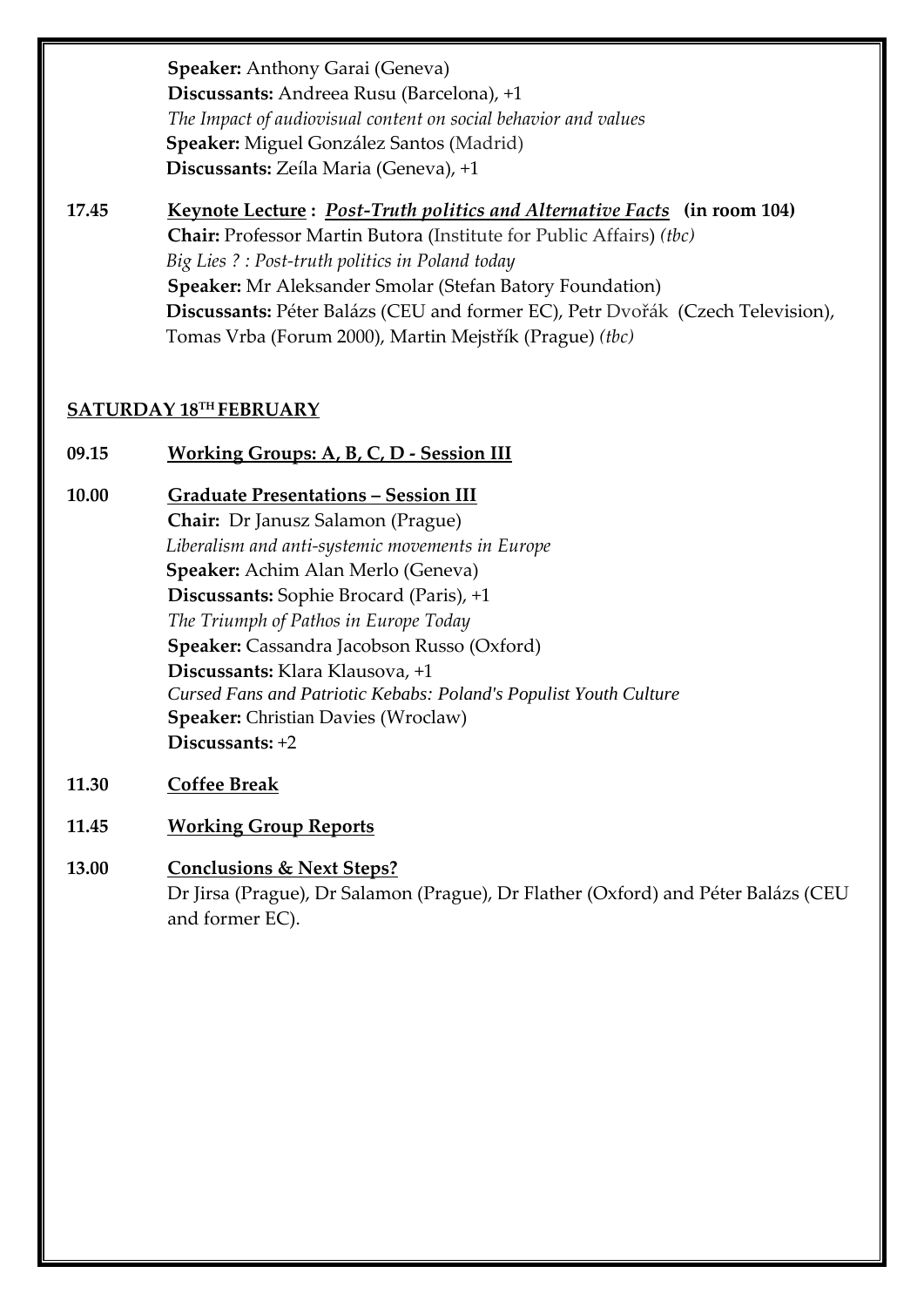**Speaker:** Anthony Garai (Geneva)
**Discussants:** Andreea Rusu (Barcelona), +1
*The Impact of audiovisual content on social behavior and values*
**Speaker:** Miguel González Santos (Madrid)
**Discussants:** Zeíla Maria (Geneva), +1

**17.45** **Keynote Lecture :** ***Post-Truth politics and Alternative Facts*** **(in room 104)**
**Chair:** Professor Martin Butora (Institute for Public Affairs) *(tbc)*
*Big Lies ? : Post-truth politics in Poland today*
**Speaker:** Mr Aleksander Smolar (Stefan Batory Foundation)
**Discussants:** Péter Balázs (CEU and former EC), Petr Dvořák (Czech Television), Tomas Vrba (Forum 2000), Martin Mejstřík (Prague) *(tbc)*

## SATURDAY 18TH FEBRUARY

**09.15** **Working Groups: A, B, C, D - Session III**

**10.00** **Graduate Presentations – Session III**
**Chair:** Dr Janusz Salamon (Prague)
*Liberalism and anti-systemic movements in Europe*
**Speaker:** Achim Alan Merlo (Geneva)
**Discussants:** Sophie Brocard (Paris), +1
*The Triumph of Pathos in Europe Today*
**Speaker:** Cassandra Jacobson Russo (Oxford)
**Discussants:** Klara Klausova, +1
*Cursed Fans and Patriotic Kebabs: Poland's Populist Youth Culture*
**Speaker:** Christian Davies (Wroclaw)
**Discussants:** +2

**11.30** **Coffee Break**

**11.45** **Working Group Reports**

**13.00** **Conclusions & Next Steps?**
Dr Jirsa (Prague), Dr Salamon (Prague), Dr Flather (Oxford) and Péter Balázs (CEU and former EC).